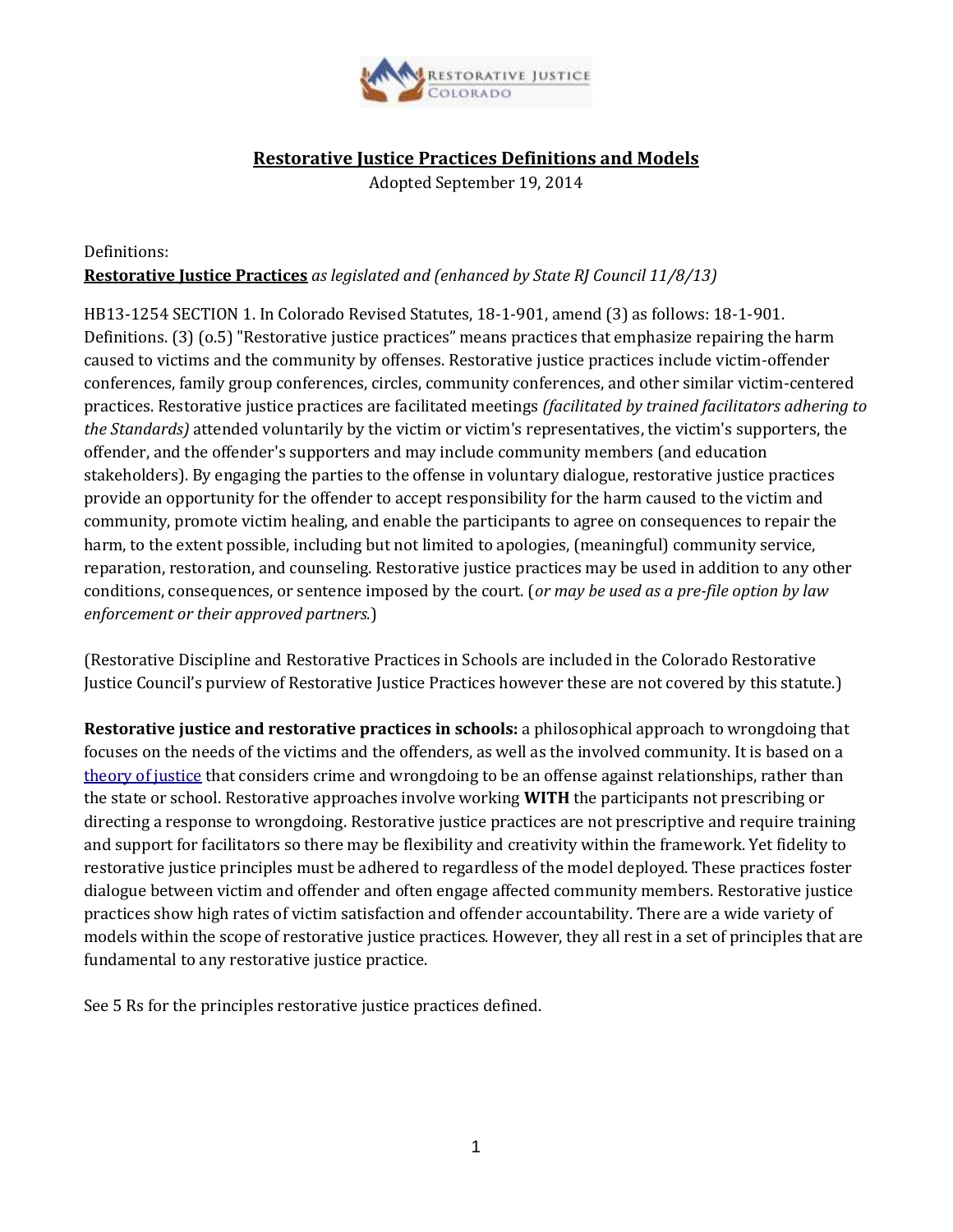# Restorative Justice Practices Definitions and Models

Adopted September 19, 2014

Definitions:

**Restorative Justice Practices** *as legislated and (enhanced by State RJ Council 11/8/13)*

HB13-1254 SECTION 1. In Colorado Revised Statutes, 18-1-901, amend (3) as follows: 18-1-901. Definitions. (3) (o.5) "Restorative justice practices" means practices that emphasize repairing the harm caused to victims and the community by offenses. Restorative justice practices include victim-offender conferences, family group conferences, circles, community conferences, and other similar victim-centered practices. Restorative justice practices are facilitated meetings *(facilitated by trained facilitators adhering to the Standards)* attended voluntarily by the victim or victim's representatives, the victim's supporters, the offender, and the offender's supporters and may include community members (and education stakeholders). By engaging the parties to the offense in voluntary dialogue, restorative justice practices provide an opportunity for the offender to accept responsibility for the harm caused to the victim and community, promote victim healing, and enable the participants to agree on consequences to repair the harm, to the extent possible, including but not limited to apologies, (meaningful) community service, reparation, restoration, and counseling. Restorative justice practices may be used in addition to any other conditions, consequences, or sentence imposed by the court. (*or may be used as a pre-file option by law enforcement or their approved partners.*)

(Restorative Discipline and Restorative Practices in Schools are included in the Colorado Restorative Justice Council's purview of Restorative Justice Practices however these are not covered by this statute.)

**Restorative justice and restorative practices in schools:** a philosophical approach to wrongdoing that focuses on the needs of the victims and the offenders, as well as the involved community. It is based on a theory of justice that considers crime and wrongdoing to be an offense against relationships, rather than the state or school. Restorative approaches involve working **WITH** the participants not prescribing or directing a response to wrongdoing. Restorative justice practices are not prescriptive and require training and support for facilitators so there may be flexibility and creativity within the framework. Yet fidelity to restorative justice principles must be adhered to regardless of the model deployed. These practices foster dialogue between victim and offender and often engage affected community members. Restorative justice practices show high rates of victim satisfaction and offender accountability. There are a wide variety of models within the scope of restorative justice practices. However, they all rest in a set of principles that are fundamental to any restorative justice practice.

See 5 Rs for the principles restorative justice practices defined.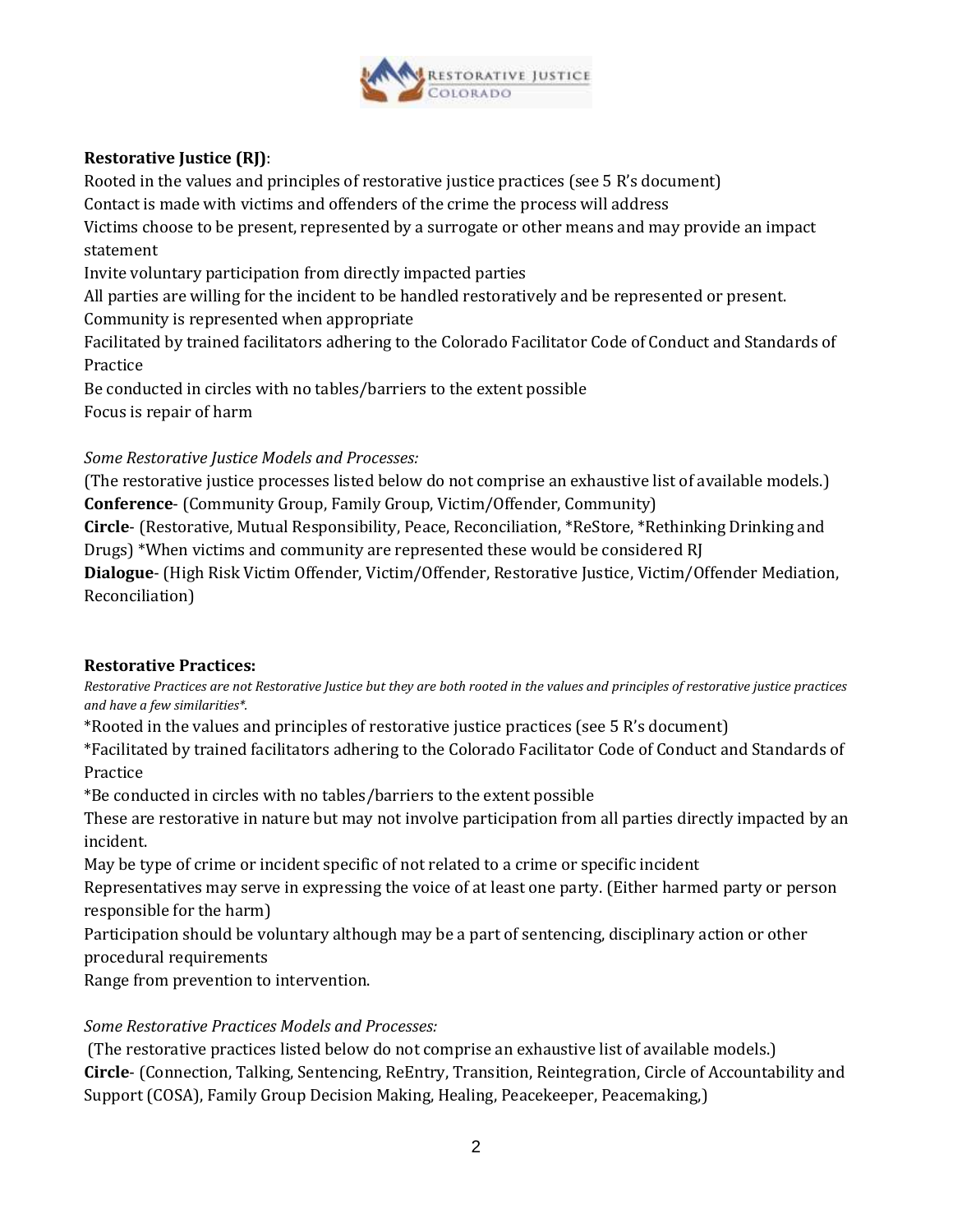**Restorative Justice (RJ)**:

Rooted in the values and principles of restorative justice practices (see 5 R's document)

Contact is made with victims and offenders of the crime the process will address

Victims choose to be present, represented by a surrogate or other means and may provide an impact statement

Invite voluntary participation from directly impacted parties

All parties are willing for the incident to be handled restoratively and be represented or present.

Community is represented when appropriate

Facilitated by trained facilitators adhering to the Colorado Facilitator Code of Conduct and Standards of Practice

Be conducted in circles with no tables/barriers to the extent possible

Focus is repair of harm

*Some Restorative Justice Models and Processes:*

(The restorative justice processes listed below do not comprise an exhaustive list of available models.)

**Conference**- (Community Group, Family Group, Victim/Offender, Community)

**Circle**- (Restorative, Mutual Responsibility, Peace, Reconciliation, *ReStore, *Rethinking Drinking and Drugs) *When victims and community are represented these would be considered RJ

**Dialogue**- (High Risk Victim Offender, Victim/Offender, Restorative Justice, Victim/Offender Mediation, Reconciliation)

**Restorative Practices:**

*Restorative Practices are not Restorative Justice but they are both rooted in the values and principles of restorative justice practices and have a few similarities*.*

*Rooted in the values and principles of restorative justice practices (see 5 R's document)

*Facilitated by trained facilitators adhering to the Colorado Facilitator Code of Conduct and Standards of Practice

*Be conducted in circles with no tables/barriers to the extent possible

These are restorative in nature but may not involve participation from all parties directly impacted by an incident.

May be type of crime or incident specific of not related to a crime or specific incident

Representatives may serve in expressing the voice of at least one party. (Either harmed party or person responsible for the harm)

Participation should be voluntary although may be a part of sentencing, disciplinary action or other procedural requirements

Range from prevention to intervention.

*Some Restorative Practices Models and Processes:*

(The restorative practices listed below do not comprise an exhaustive list of available models.)

**Circle**- (Connection, Talking, Sentencing, ReEntry, Transition, Reintegration, Circle of Accountability and Support (COSA), Family Group Decision Making, Healing, Peacekeeper, Peacemaking,)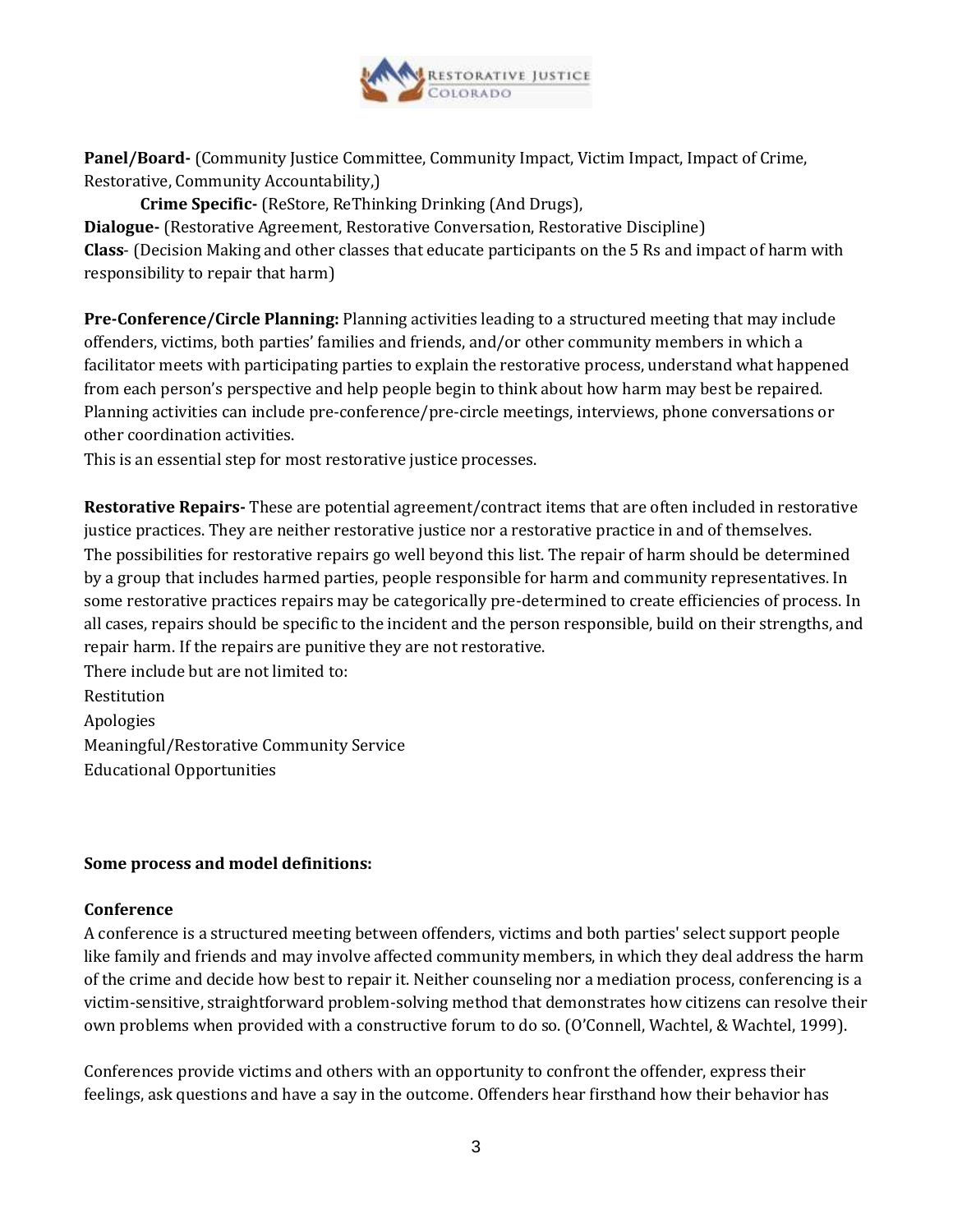**Panel/Board-** (Community Justice Committee, Community Impact, Victim Impact, Impact of Crime, Restorative, Community Accountability,)

**Crime Specific-** (ReStore, ReThinking Drinking (And Drugs),

**Dialogue-** (Restorative Agreement, Restorative Conversation, Restorative Discipline)

**Class**- (Decision Making and other classes that educate participants on the 5 Rs and impact of harm with responsibility to repair that harm)

**Pre-Conference/Circle Planning:** Planning activities leading to a structured meeting that may include offenders, victims, both parties' families and friends, and/or other community members in which a facilitator meets with participating parties to explain the restorative process, understand what happened from each person's perspective and help people begin to think about how harm may best be repaired. Planning activities can include pre-conference/pre-circle meetings, interviews, phone conversations or other coordination activities.
This is an essential step for most restorative justice processes.

**Restorative Repairs-** These are potential agreement/contract items that are often included in restorative justice practices. They are neither restorative justice nor a restorative practice in and of themselves. The possibilities for restorative repairs go well beyond this list. The repair of harm should be determined by a group that includes harmed parties, people responsible for harm and community representatives. In some restorative practices repairs may be categorically pre-determined to create efficiencies of process. In all cases, repairs should be specific to the incident and the person responsible, build on their strengths, and repair harm. If the repairs are punitive they are not restorative.
There include but are not limited to:
Restitution
Apologies
Meaningful/Restorative Community Service
Educational Opportunities

**Some process and model definitions:**

**Conference**

A conference is a structured meeting between offenders, victims and both parties' select support people like family and friends and may involve affected community members, in which they deal address the harm of the crime and decide how best to repair it. Neither counseling nor a mediation process, conferencing is a victim-sensitive, straightforward problem-solving method that demonstrates how citizens can resolve their own problems when provided with a constructive forum to do so. (O'Connell, Wachtel, & Wachtel, 1999).

Conferences provide victims and others with an opportunity to confront the offender, express their feelings, ask questions and have a say in the outcome. Offenders hear firsthand how their behavior has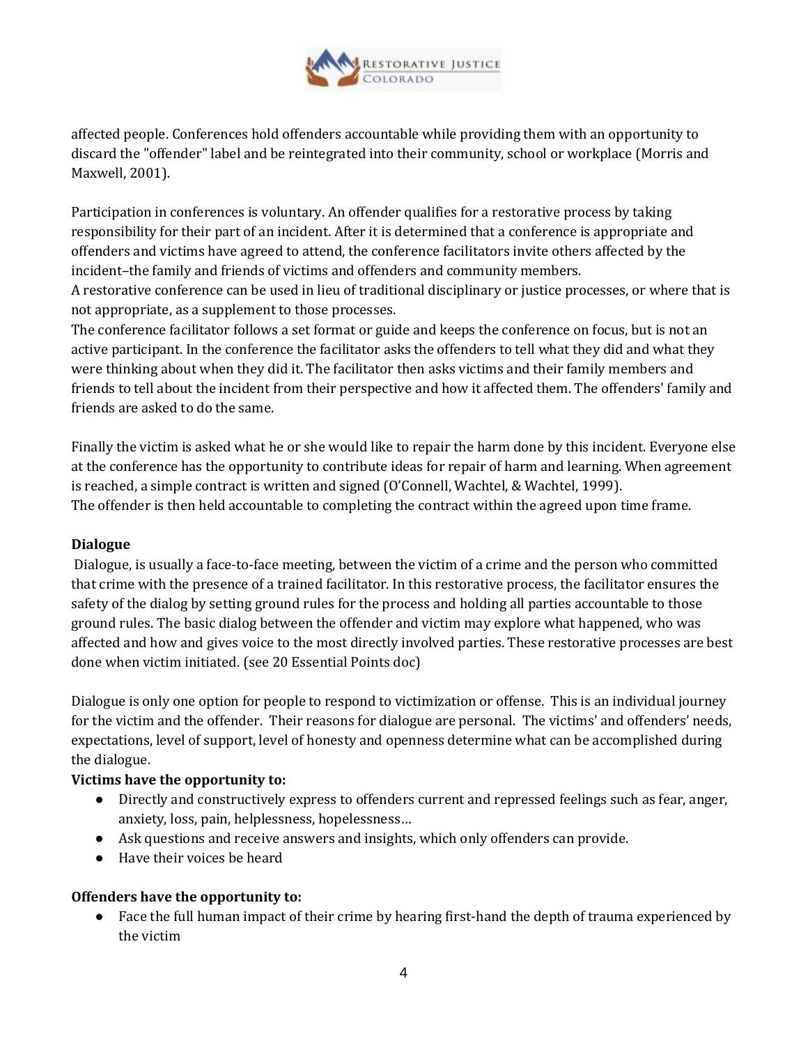affected people. Conferences hold offenders accountable while providing them with an opportunity to discard the "offender" label and be reintegrated into their community, school or workplace (Morris and Maxwell, 2001).

Participation in conferences is voluntary. An offender qualifies for a restorative process by taking responsibility for their part of an incident. After it is determined that a conference is appropriate and offenders and victims have agreed to attend, the conference facilitators invite others affected by the incident–the family and friends of victims and offenders and community members.

A restorative conference can be used in lieu of traditional disciplinary or justice processes, or where that is not appropriate, as a supplement to those processes.

The conference facilitator follows a set format or guide and keeps the conference on focus, but is not an active participant. In the conference the facilitator asks the offenders to tell what they did and what they were thinking about when they did it. The facilitator then asks victims and their family members and friends to tell about the incident from their perspective and how it affected them. The offenders' family and friends are asked to do the same.

Finally the victim is asked what he or she would like to repair the harm done by this incident. Everyone else at the conference has the opportunity to contribute ideas for repair of harm and learning. When agreement is reached, a simple contract is written and signed (O'Connell, Wachtel, & Wachtel, 1999).

The offender is then held accountable to completing the contract within the agreed upon time frame.

**Dialogue**

Dialogue, is usually a face-to-face meeting, between the victim of a crime and the person who committed that crime with the presence of a trained facilitator. In this restorative process, the facilitator ensures the safety of the dialog by setting ground rules for the process and holding all parties accountable to those ground rules. The basic dialog between the offender and victim may explore what happened, who was affected and how and gives voice to the most directly involved parties. These restorative processes are best done when victim initiated. (see 20 Essential Points doc)

Dialogue is only one option for people to respond to victimization or offense. This is an individual journey for the victim and the offender. Their reasons for dialogue are personal. The victims' and offenders' needs, expectations, level of support, level of honesty and openness determine what can be accomplished during the dialogue.

**Victims have the opportunity to:**

- Directly and constructively express to offenders current and repressed feelings such as fear, anger, anxiety, loss, pain, helplessness, hopelessness…
- Ask questions and receive answers and insights, which only offenders can provide.
- Have their voices be heard

**Offenders have the opportunity to:**

- Face the full human impact of their crime by hearing first-hand the depth of trauma experienced by the victim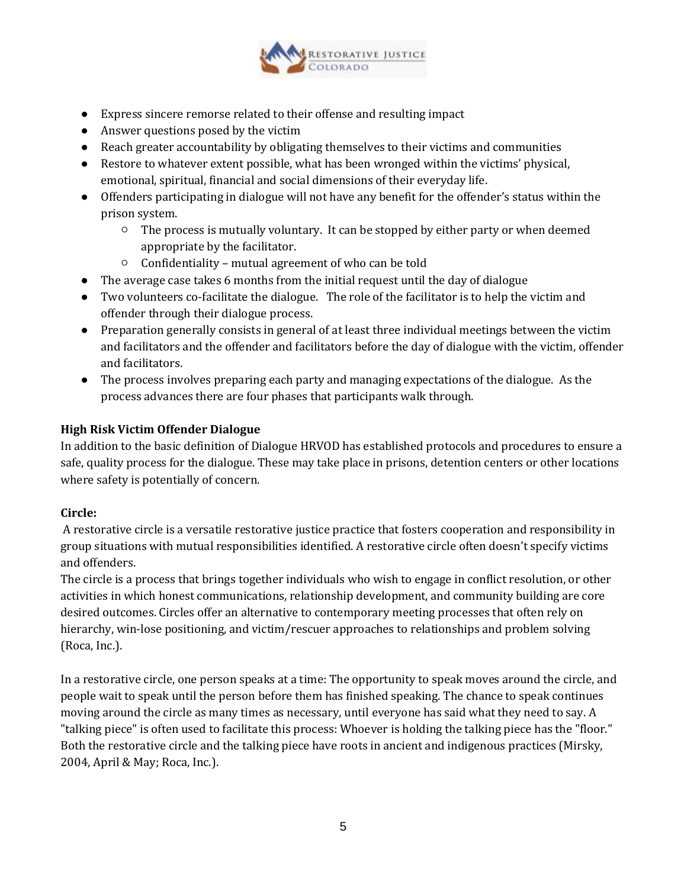- Express sincere remorse related to their offense and resulting impact
- Answer questions posed by the victim
- Reach greater accountability by obligating themselves to their victims and communities
- Restore to whatever extent possible, what has been wronged within the victims' physical, emotional, spiritual, financial and social dimensions of their everyday life.
- Offenders participating in dialogue will not have any benefit for the offender's status within the prison system.
    - The process is mutually voluntary. It can be stopped by either party or when deemed appropriate by the facilitator.
    - Confidentiality – mutual agreement of who can be told
- The average case takes 6 months from the initial request until the day of dialogue
- Two volunteers co-facilitate the dialogue. The role of the facilitator is to help the victim and offender through their dialogue process.
- Preparation generally consists in general of at least three individual meetings between the victim and facilitators and the offender and facilitators before the day of dialogue with the victim, offender and facilitators.
- The process involves preparing each party and managing expectations of the dialogue. As the process advances there are four phases that participants walk through.

**High Risk Victim Offender Dialogue**

In addition to the basic definition of Dialogue HRVOD has established protocols and procedures to ensure a safe, quality process for the dialogue. These may take place in prisons, detention centers or other locations where safety is potentially of concern.

**Circle:**

A restorative circle is a versatile restorative justice practice that fosters cooperation and responsibility in group situations with mutual responsibilities identified. A restorative circle often doesn't specify victims and offenders.

The circle is a process that brings together individuals who wish to engage in conflict resolution, or other activities in which honest communications, relationship development, and community building are core desired outcomes. Circles offer an alternative to contemporary meeting processes that often rely on hierarchy, win-lose positioning, and victim/rescuer approaches to relationships and problem solving (Roca, Inc.).

In a restorative circle, one person speaks at a time: The opportunity to speak moves around the circle, and people wait to speak until the person before them has finished speaking. The chance to speak continues moving around the circle as many times as necessary, until everyone has said what they need to say. A "talking piece" is often used to facilitate this process: Whoever is holding the talking piece has the "floor." Both the restorative circle and the talking piece have roots in ancient and indigenous practices (Mirsky, 2004, April & May; Roca, Inc.).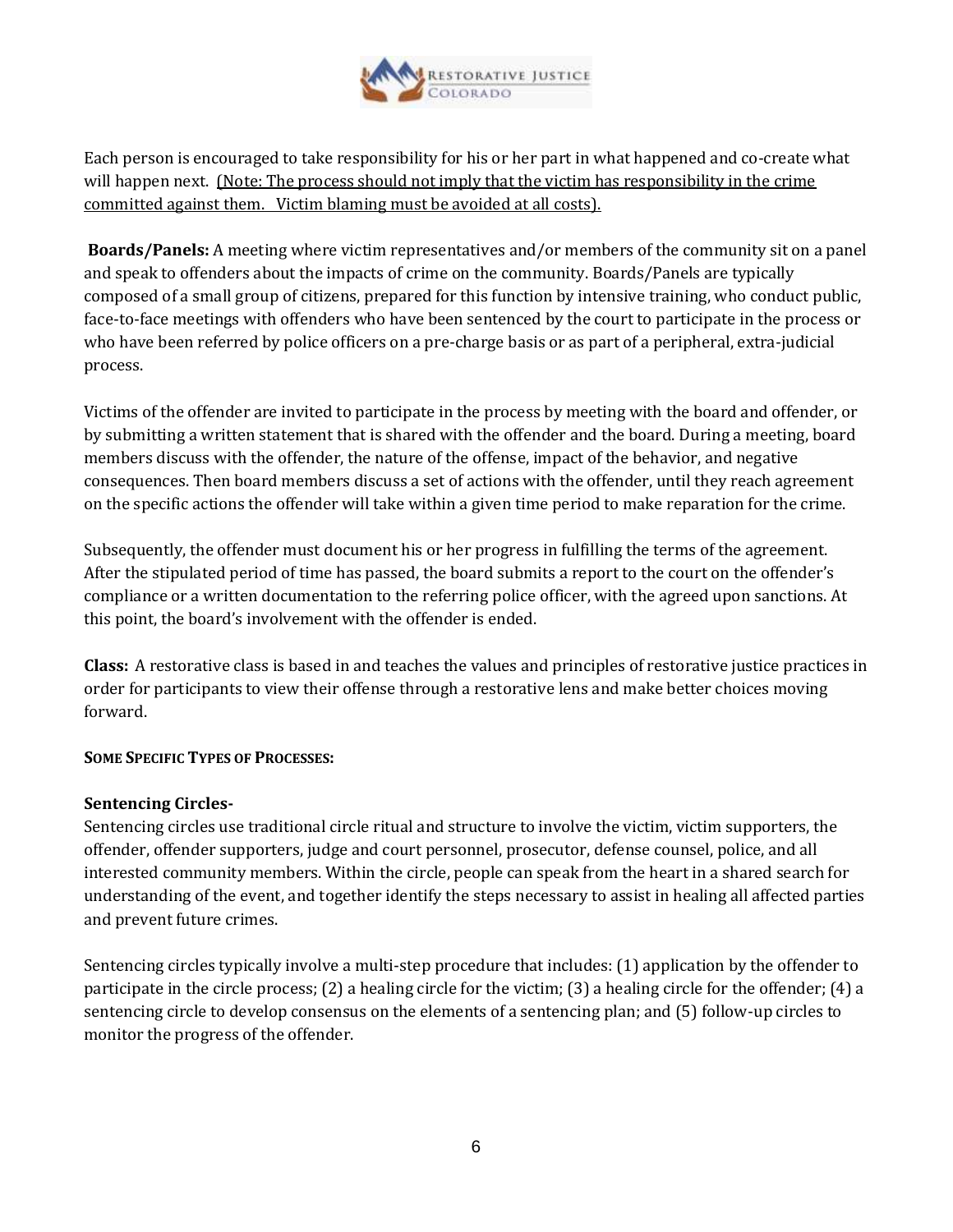Each person is encouraged to take responsibility for his or her part in what happened and co-create what will happen next. <u>(Note: The process should not imply that the victim has responsibility in the crime committed against them. Victim blaming must be avoided at all costs).</u>

**Boards/Panels:** A meeting where victim representatives and/or members of the community sit on a panel and speak to offenders about the impacts of crime on the community. Boards/Panels are typically composed of a small group of citizens, prepared for this function by intensive training, who conduct public, face-to-face meetings with offenders who have been sentenced by the court to participate in the process or who have been referred by police officers on a pre-charge basis or as part of a peripheral, extra-judicial process.

Victims of the offender are invited to participate in the process by meeting with the board and offender, or by submitting a written statement that is shared with the offender and the board. During a meeting, board members discuss with the offender, the nature of the offense, impact of the behavior, and negative consequences. Then board members discuss a set of actions with the offender, until they reach agreement on the specific actions the offender will take within a given time period to make reparation for the crime.

Subsequently, the offender must document his or her progress in fulfilling the terms of the agreement. After the stipulated period of time has passed, the board submits a report to the court on the offender's compliance or a written documentation to the referring police officer, with the agreed upon sanctions. At this point, the board's involvement with the offender is ended.

**Class:** A restorative class is based in and teaches the values and principles of restorative justice practices in order for participants to view their offense through a restorative lens and make better choices moving forward.

**SOME SPECIFIC TYPES OF PROCESSES:**

**Sentencing Circles-**

Sentencing circles use traditional circle ritual and structure to involve the victim, victim supporters, the offender, offender supporters, judge and court personnel, prosecutor, defense counsel, police, and all interested community members. Within the circle, people can speak from the heart in a shared search for understanding of the event, and together identify the steps necessary to assist in healing all affected parties and prevent future crimes.

Sentencing circles typically involve a multi-step procedure that includes: (1) application by the offender to participate in the circle process; (2) a healing circle for the victim; (3) a healing circle for the offender; (4) a sentencing circle to develop consensus on the elements of a sentencing plan; and (5) follow-up circles to monitor the progress of the offender.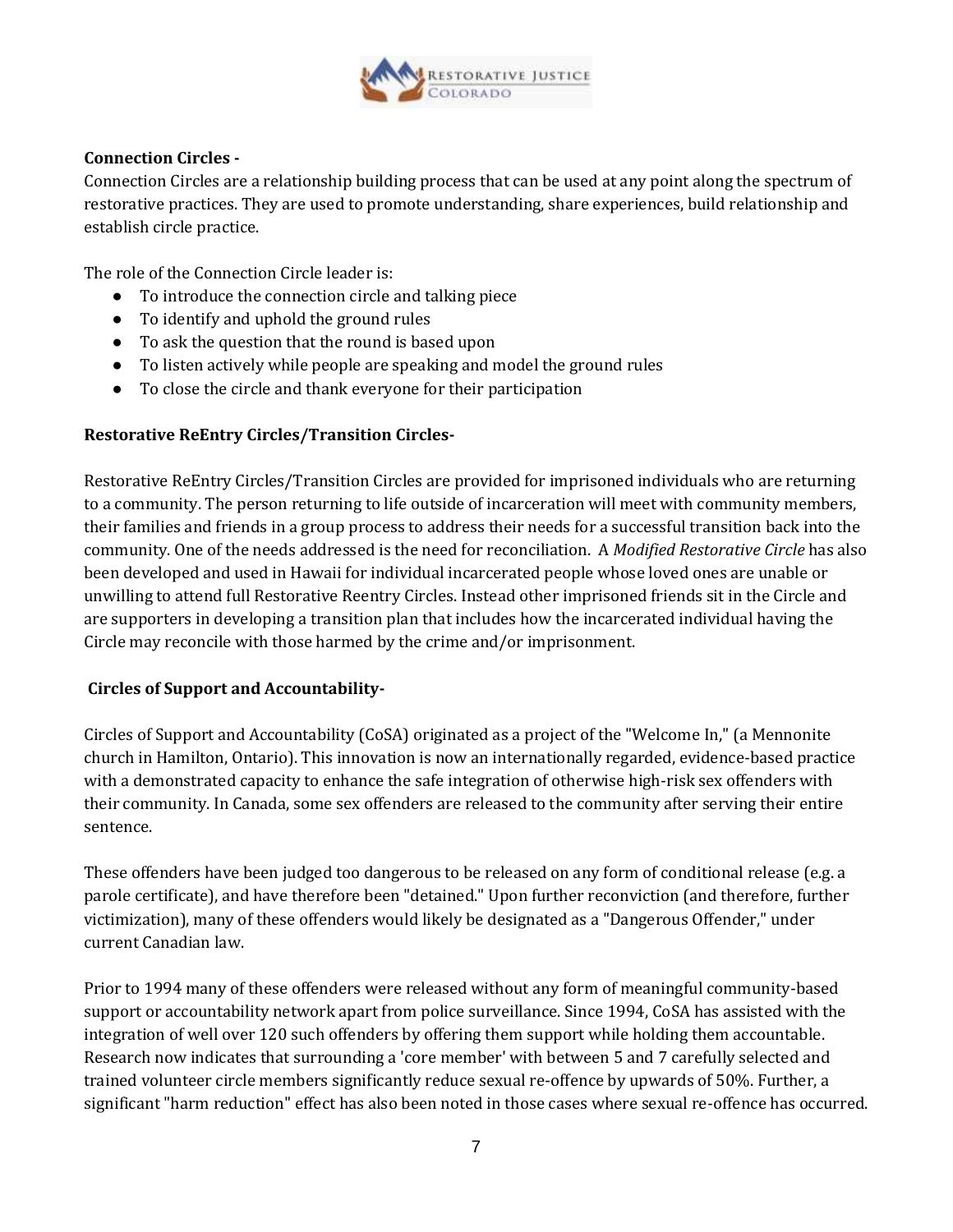**Connection Circles -**

Connection Circles are a relationship building process that can be used at any point along the spectrum of restorative practices. They are used to promote understanding, share experiences, build relationship and establish circle practice.

The role of the Connection Circle leader is:

- To introduce the connection circle and talking piece
- To identify and uphold the ground rules
- To ask the question that the round is based upon
- To listen actively while people are speaking and model the ground rules
- To close the circle and thank everyone for their participation

**Restorative ReEntry Circles/Transition Circles-**

Restorative ReEntry Circles/Transition Circles are provided for imprisoned individuals who are returning to a community. The person returning to life outside of incarceration will meet with community members, their families and friends in a group process to address their needs for a successful transition back into the community. One of the needs addressed is the need for reconciliation. A *Modified Restorative Circle* has also been developed and used in Hawaii for individual incarcerated people whose loved ones are unable or unwilling to attend full Restorative Reentry Circles. Instead other imprisoned friends sit in the Circle and are supporters in developing a transition plan that includes how the incarcerated individual having the Circle may reconcile with those harmed by the crime and/or imprisonment.

**Circles of Support and Accountability-**

Circles of Support and Accountability (CoSA) originated as a project of the "Welcome In," (a Mennonite church in Hamilton, Ontario). This innovation is now an internationally regarded, evidence-based practice with a demonstrated capacity to enhance the safe integration of otherwise high-risk sex offenders with their community. In Canada, some sex offenders are released to the community after serving their entire sentence.

These offenders have been judged too dangerous to be released on any form of conditional release (e.g. a parole certificate), and have therefore been "detained." Upon further reconviction (and therefore, further victimization), many of these offenders would likely be designated as a "Dangerous Offender," under current Canadian law.

Prior to 1994 many of these offenders were released without any form of meaningful community-based support or accountability network apart from police surveillance. Since 1994, CoSA has assisted with the integration of well over 120 such offenders by offering them support while holding them accountable. Research now indicates that surrounding a 'core member' with between 5 and 7 carefully selected and trained volunteer circle members significantly reduce sexual re-offence by upwards of 50%. Further, a significant "harm reduction" effect has also been noted in those cases where sexual re-offence has occurred.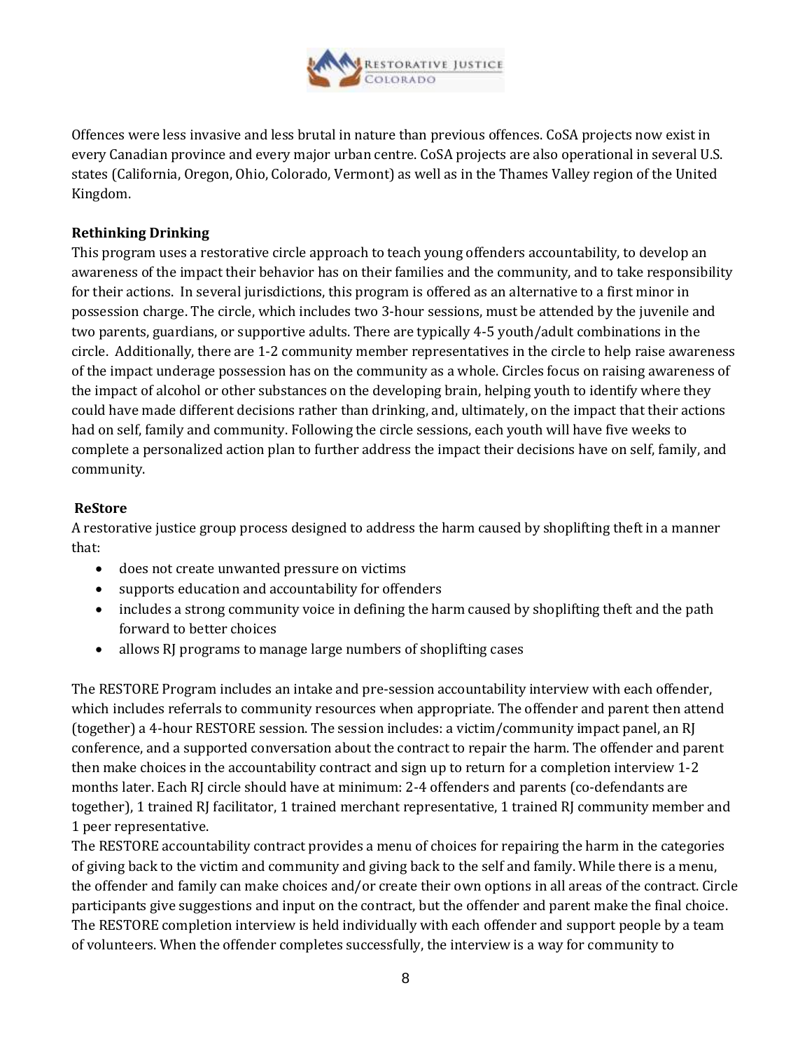Offences were less invasive and less brutal in nature than previous offences. CoSA projects now exist in every Canadian province and every major urban centre. CoSA projects are also operational in several U.S. states (California, Oregon, Ohio, Colorado, Vermont) as well as in the Thames Valley region of the United Kingdom.

**Rethinking Drinking**

This program uses a restorative circle approach to teach young offenders accountability, to develop an awareness of the impact their behavior has on their families and the community, and to take responsibility for their actions. In several jurisdictions, this program is offered as an alternative to a first minor in possession charge. The circle, which includes two 3-hour sessions, must be attended by the juvenile and two parents, guardians, or supportive adults. There are typically 4-5 youth/adult combinations in the circle. Additionally, there are 1-2 community member representatives in the circle to help raise awareness of the impact underage possession has on the community as a whole. Circles focus on raising awareness of the impact of alcohol or other substances on the developing brain, helping youth to identify where they could have made different decisions rather than drinking, and, ultimately, on the impact that their actions had on self, family and community. Following the circle sessions, each youth will have five weeks to complete a personalized action plan to further address the impact their decisions have on self, family, and community.

**ReStore**

A restorative justice group process designed to address the harm caused by shoplifting theft in a manner that:

- does not create unwanted pressure on victims
- supports education and accountability for offenders
- includes a strong community voice in defining the harm caused by shoplifting theft and the path forward to better choices
- allows RJ programs to manage large numbers of shoplifting cases

The RESTORE Program includes an intake and pre-session accountability interview with each offender, which includes referrals to community resources when appropriate. The offender and parent then attend (together) a 4-hour RESTORE session. The session includes: a victim/community impact panel, an RJ conference, and a supported conversation about the contract to repair the harm. The offender and parent then make choices in the accountability contract and sign up to return for a completion interview 1-2 months later. Each RJ circle should have at minimum: 2-4 offenders and parents (co-defendants are together), 1 trained RJ facilitator, 1 trained merchant representative, 1 trained RJ community member and 1 peer representative.

The RESTORE accountability contract provides a menu of choices for repairing the harm in the categories of giving back to the victim and community and giving back to the self and family. While there is a menu, the offender and family can make choices and/or create their own options in all areas of the contract. Circle participants give suggestions and input on the contract, but the offender and parent make the final choice. The RESTORE completion interview is held individually with each offender and support people by a team of volunteers. When the offender completes successfully, the interview is a way for community to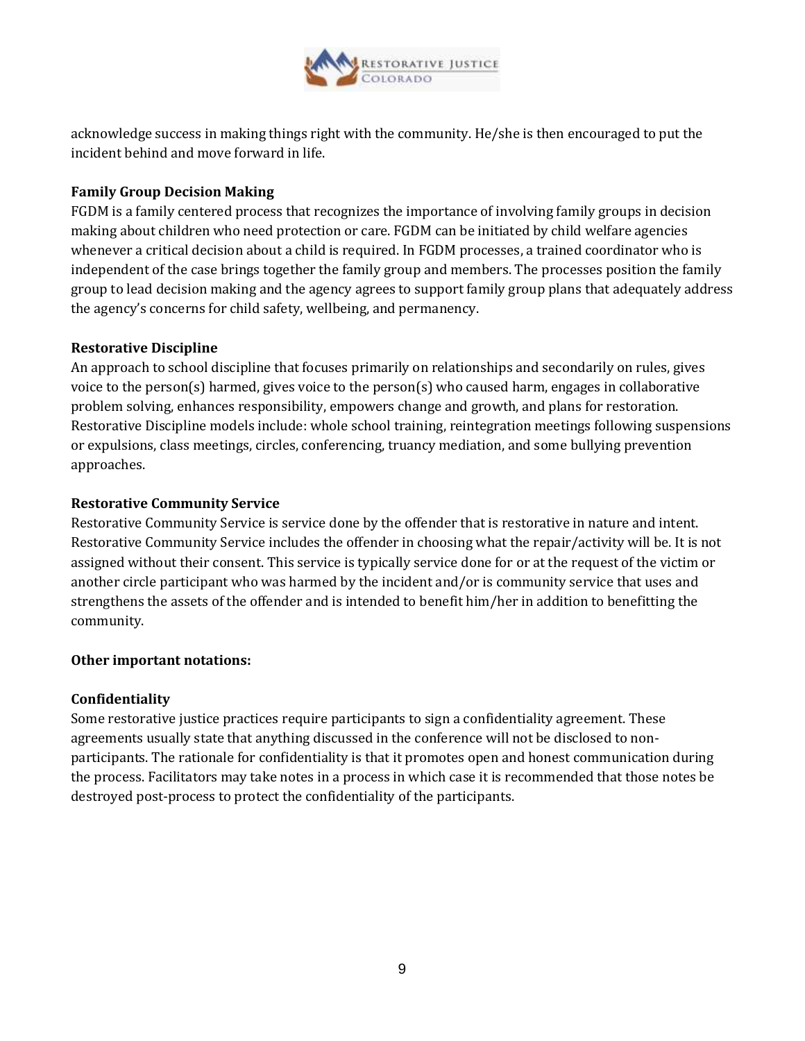acknowledge success in making things right with the community. He/she is then encouraged to put the incident behind and move forward in life.

**Family Group Decision Making**

FGDM is a family centered process that recognizes the importance of involving family groups in decision making about children who need protection or care. FGDM can be initiated by child welfare agencies whenever a critical decision about a child is required. In FGDM processes, a trained coordinator who is independent of the case brings together the family group and members. The processes position the family group to lead decision making and the agency agrees to support family group plans that adequately address the agency's concerns for child safety, wellbeing, and permanency.

**Restorative Discipline**

An approach to school discipline that focuses primarily on relationships and secondarily on rules, gives voice to the person(s) harmed, gives voice to the person(s) who caused harm, engages in collaborative problem solving, enhances responsibility, empowers change and growth, and plans for restoration. Restorative Discipline models include: whole school training, reintegration meetings following suspensions or expulsions, class meetings, circles, conferencing, truancy mediation, and some bullying prevention approaches.

**Restorative Community Service**

Restorative Community Service is service done by the offender that is restorative in nature and intent. Restorative Community Service includes the offender in choosing what the repair/activity will be. It is not assigned without their consent. This service is typically service done for or at the request of the victim or another circle participant who was harmed by the incident and/or is community service that uses and strengthens the assets of the offender and is intended to benefit him/her in addition to benefitting the community.

**Other important notations:**

**Confidentiality**

Some restorative justice practices require participants to sign a confidentiality agreement. These agreements usually state that anything discussed in the conference will not be disclosed to non-participants. The rationale for confidentiality is that it promotes open and honest communication during the process. Facilitators may take notes in a process in which case it is recommended that those notes be destroyed post-process to protect the confidentiality of the participants.